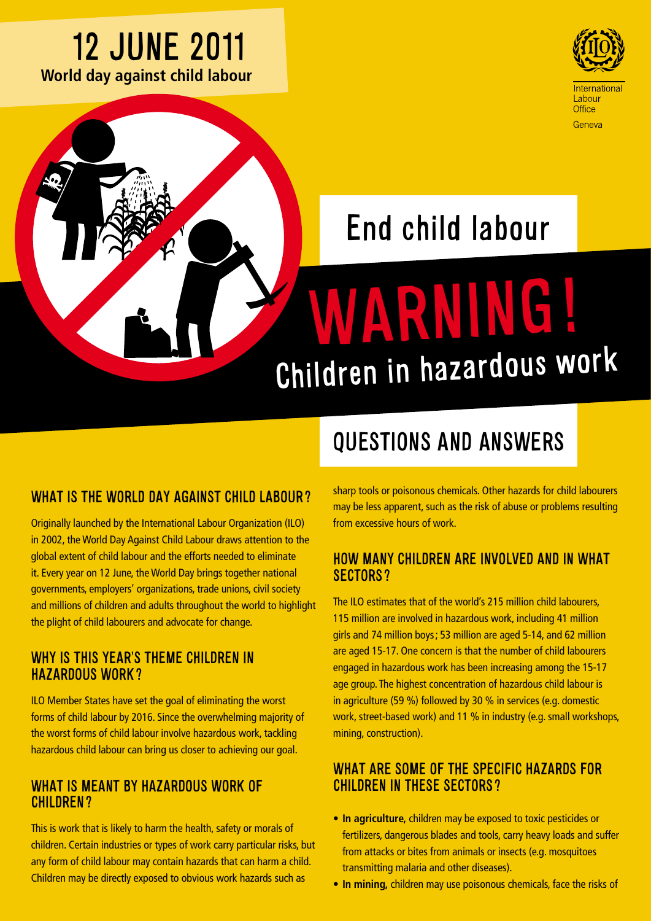# 12 JUNE 2011

**World day against child labour**

International Labour Office
Geneva

## End child labour

# WARNING!

## Children in hazardous work

## QUESTIONS AND ANSWERS

### WHAT IS THE WORLD DAY AGAINST CHILD LABOUR?

Originally launched by the International Labour Organization (ILO) in 2002, the World Day Against Child Labour draws attention to the global extent of child labour and the efforts needed to eliminate it. Every year on 12 June, the World Day brings together national governments, employers' organizations, trade unions, civil society and millions of children and adults throughout the world to highlight the plight of child labourers and advocate for change.

### WHY IS THIS YEAR'S THEME CHILDREN IN HAZARDOUS WORK?

ILO Member States have set the goal of eliminating the worst forms of child labour by 2016. Since the overwhelming majority of the worst forms of child labour involve hazardous work, tackling hazardous child labour can bring us closer to achieving our goal.

### WHAT IS MEANT BY HAZARDOUS WORK OF CHILDREN?

This is work that is likely to harm the health, safety or morals of children. Certain industries or types of work carry particular risks, but any form of child labour may contain hazards that can harm a child. Children may be directly exposed to obvious work hazards such as sharp tools or poisonous chemicals. Other hazards for child labourers may be less apparent, such as the risk of abuse or problems resulting from excessive hours of work.

### HOW MANY CHILDREN ARE INVOLVED AND IN WHAT SECTORS?

The ILO estimates that of the world's 215 million child labourers, 115 million are involved in hazardous work, including 41 million girls and 74 million boys; 53 million are aged 5-14, and 62 million are aged 15-17. One concern is that the number of child labourers engaged in hazardous work has been increasing among the 15-17 age group. The highest concentration of hazardous child labour is in agriculture (59 %) followed by 30 % in services (e.g. domestic work, street-based work) and 11 % in industry (e.g. small workshops, mining, construction).

### WHAT ARE SOME OF THE SPECIFIC HAZARDS FOR CHILDREN IN THESE SECTORS?

- **In agriculture,** children may be exposed to toxic pesticides or fertilizers, dangerous blades and tools, carry heavy loads and suffer from attacks or bites from animals or insects (e.g. mosquitoes transmitting malaria and other diseases).
- **In mining,** children may use poisonous chemicals, face the risks of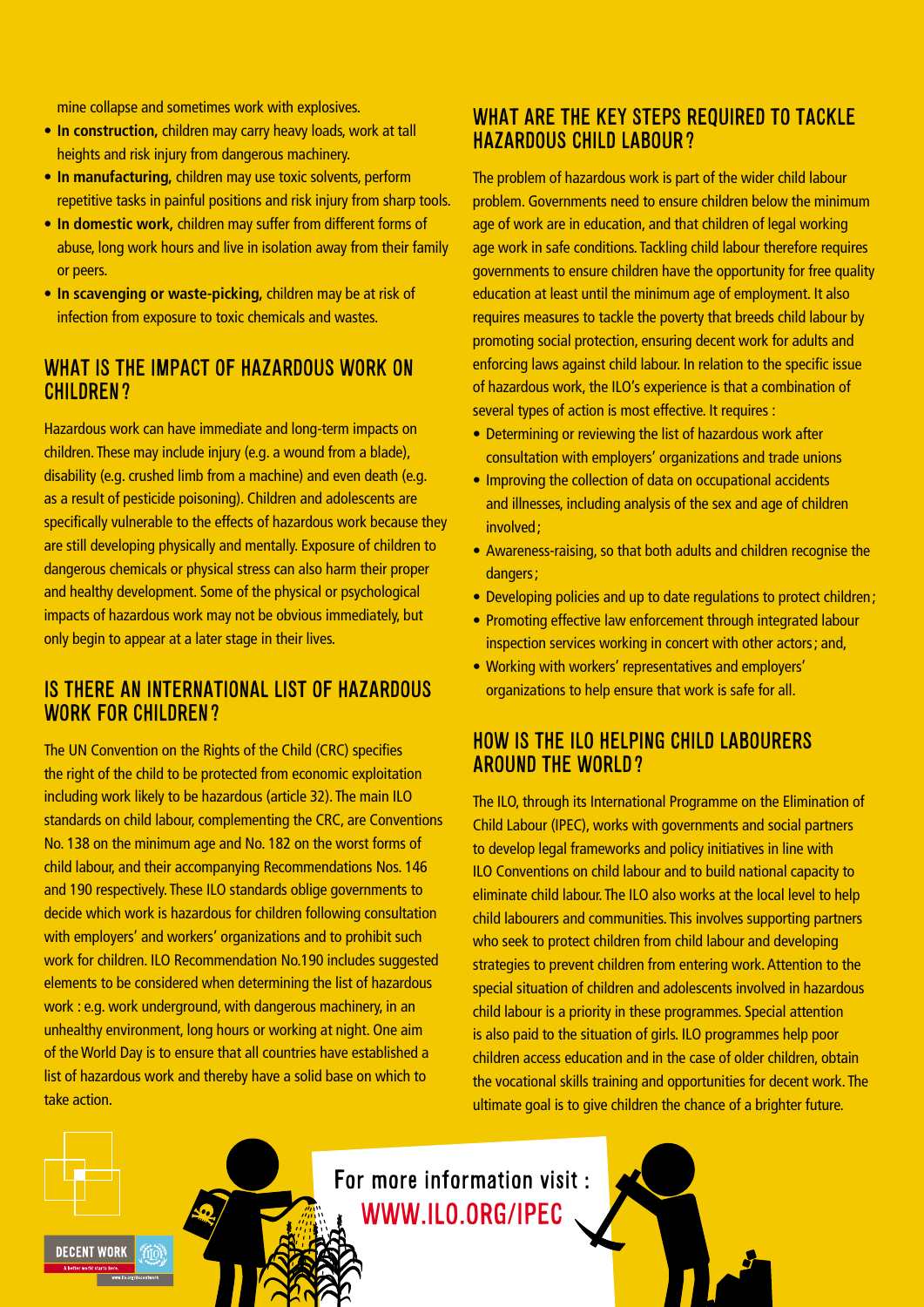mine collapse and sometimes work with explosives.

- **In construction,** children may carry heavy loads, work at tall heights and risk injury from dangerous machinery.
- **In manufacturing,** children may use toxic solvents, perform repetitive tasks in painful positions and risk injury from sharp tools.
- **In domestic work,** children may suffer from different forms of abuse, long work hours and live in isolation away from their family or peers.
- **In scavenging or waste-picking,** children may be at risk of infection from exposure to toxic chemicals and wastes.

## WHAT IS THE IMPACT OF HAZARDOUS WORK ON CHILDREN?

Hazardous work can have immediate and long-term impacts on children. These may include injury (e.g. a wound from a blade), disability (e.g. crushed limb from a machine) and even death (e.g. as a result of pesticide poisoning). Children and adolescents are specifically vulnerable to the effects of hazardous work because they are still developing physically and mentally. Exposure of children to dangerous chemicals or physical stress can also harm their proper and healthy development. Some of the physical or psychological impacts of hazardous work may not be obvious immediately, but only begin to appear at a later stage in their lives.

## IS THERE AN INTERNATIONAL LIST OF HAZARDOUS WORK FOR CHILDREN?

The UN Convention on the Rights of the Child (CRC) specifies the right of the child to be protected from economic exploitation including work likely to be hazardous (article 32). The main ILO standards on child labour, complementing the CRC, are Conventions No. 138 on the minimum age and No. 182 on the worst forms of child labour, and their accompanying Recommendations Nos. 146 and 190 respectively. These ILO standards oblige governments to decide which work is hazardous for children following consultation with employers' and workers' organizations and to prohibit such work for children. ILO Recommendation No.190 includes suggested elements to be considered when determining the list of hazardous work : e.g. work underground, with dangerous machinery, in an unhealthy environment, long hours or working at night. One aim of the World Day is to ensure that all countries have established a list of hazardous work and thereby have a solid base on which to take action.

## WHAT ARE THE KEY STEPS REQUIRED TO TACKLE HAZARDOUS CHILD LABOUR?

The problem of hazardous work is part of the wider child labour problem. Governments need to ensure children below the minimum age of work are in education, and that children of legal working age work in safe conditions. Tackling child labour therefore requires governments to ensure children have the opportunity for free quality education at least until the minimum age of employment. It also requires measures to tackle the poverty that breeds child labour by promoting social protection, ensuring decent work for adults and enforcing laws against child labour. In relation to the specific issue of hazardous work, the ILO's experience is that a combination of several types of action is most effective. It requires :

- Determining or reviewing the list of hazardous work after consultation with employers' organizations and trade unions
- Improving the collection of data on occupational accidents and illnesses, including analysis of the sex and age of children involved;
- Awareness-raising, so that both adults and children recognise the dangers;
- Developing policies and up to date regulations to protect children;
- Promoting effective law enforcement through integrated labour inspection services working in concert with other actors; and,
- Working with workers' representatives and employers' organizations to help ensure that work is safe for all.

## HOW IS THE ILO HELPING CHILD LABOURERS AROUND THE WORLD?

The ILO, through its International Programme on the Elimination of Child Labour (IPEC), works with governments and social partners to develop legal frameworks and policy initiatives in line with ILO Conventions on child labour and to build national capacity to eliminate child labour. The ILO also works at the local level to help child labourers and communities. This involves supporting partners who seek to protect children from child labour and developing strategies to prevent children from entering work. Attention to the special situation of children and adolescents involved in hazardous child labour is a priority in these programmes. Special attention is also paid to the situation of girls. ILO programmes help poor children access education and in the case of older children, obtain the vocational skills training and opportunities for decent work. The ultimate goal is to give children the chance of a brighter future.

For more information visit :
WWW.ILO.ORG/IPEC

DECENT WORK
A better world starts here.
www.ilo.org/decentwork